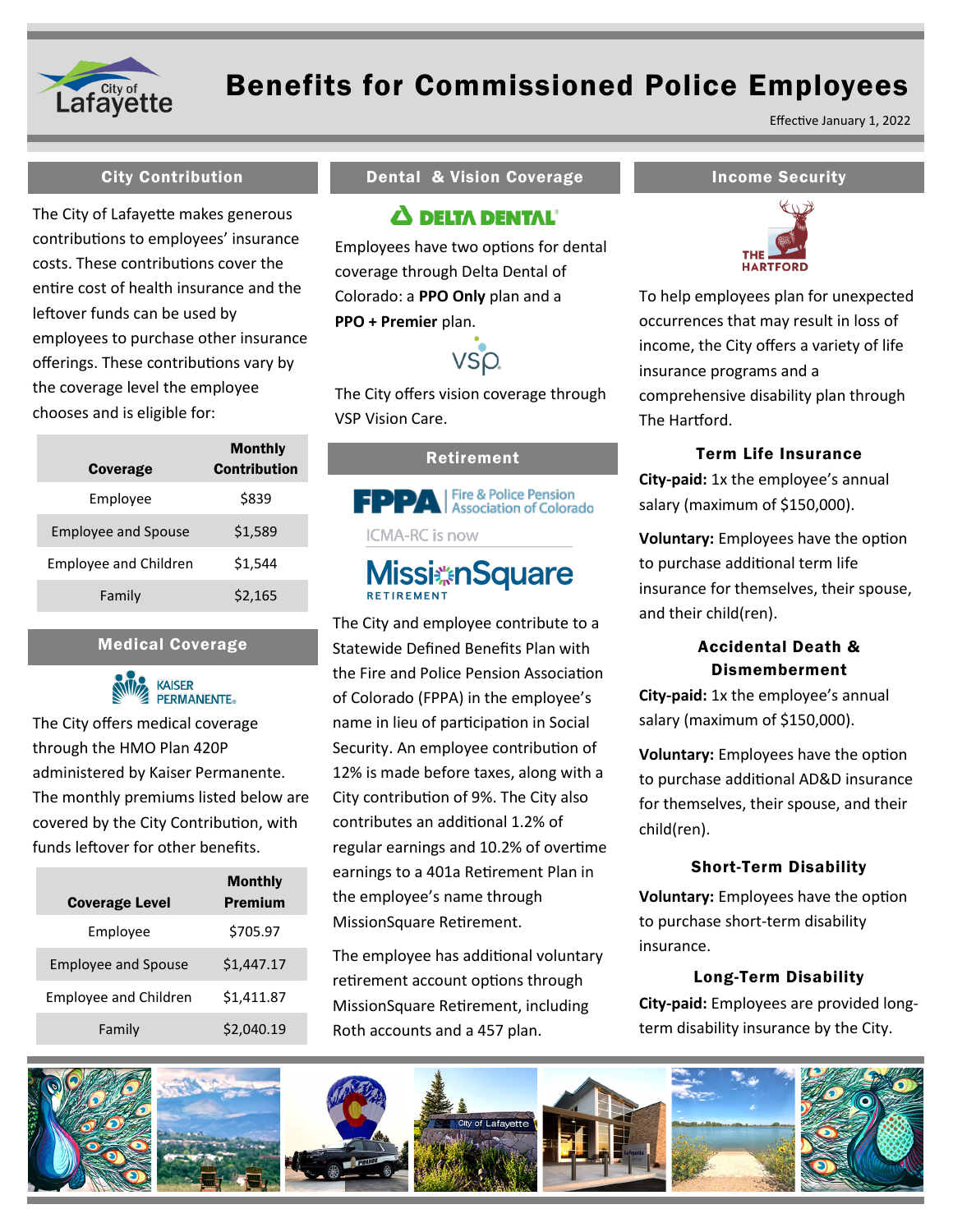# Benefits for Commissioned Police Employees

Effective January 1, 2022

## City Contribution

The City of Lafayette makes generous contributions to employees' insurance costs. These contributions cover the entire cost of health insurance and the leftover funds can be used by employees to purchase other insurance offerings. These contributions vary by the coverage level the employee chooses and is eligible for:

| Coverage | Monthly Contribution |
|---|---|
| Employee | $839 |
| Employee and Spouse | $1,589 |
| Employee and Children | $1,544 |
| Family | $2,165 |

## Medical Coverage

The City offers medical coverage through the HMO Plan 420P administered by Kaiser Permanente. The monthly premiums listed below are covered by the City Contribution, with funds leftover for other benefits.

| Coverage Level | Monthly Premium |
|---|---|
| Employee | $705.97 |
| Employee and Spouse | $1,447.17 |
| Employee and Children | $1,411.87 |
| Family | $2,040.19 |

## Dental & Vision Coverage

Employees have two options for dental coverage through Delta Dental of Colorado: a **PPO Only** plan and a **PPO + Premier** plan.

The City offers vision coverage through VSP Vision Care.

## Retirement

The City and employee contribute to a Statewide Defined Benefits Plan with the Fire and Police Pension Association of Colorado (FPPA) in the employee's name in lieu of participation in Social Security. An employee contribution of 12% is made before taxes, along with a City contribution of 9%. The City also contributes an additional 1.2% of regular earnings and 10.2% of overtime earnings to a 401a Retirement Plan in the employee's name through MissionSquare Retirement.

The employee has additional voluntary retirement account options through MissionSquare Retirement, including Roth accounts and a 457 plan.

## Income Security

To help employees plan for unexpected occurrences that may result in loss of income, the City offers a variety of life insurance programs and a comprehensive disability plan through The Hartford.

### Term Life Insurance

**City-paid:** 1x the employee's annual salary (maximum of $150,000).

**Voluntary:** Employees have the option to purchase additional term life insurance for themselves, their spouse, and their child(ren).

### Accidental Death & Dismemberment

**City-paid:** 1x the employee's annual salary (maximum of $150,000).

**Voluntary:** Employees have the option to purchase additional AD&D insurance for themselves, their spouse, and their child(ren).

### Short-Term Disability

**Voluntary:** Employees have the option to purchase short-term disability insurance.

### Long-Term Disability

**City-paid:** Employees are provided long-term disability insurance by the City.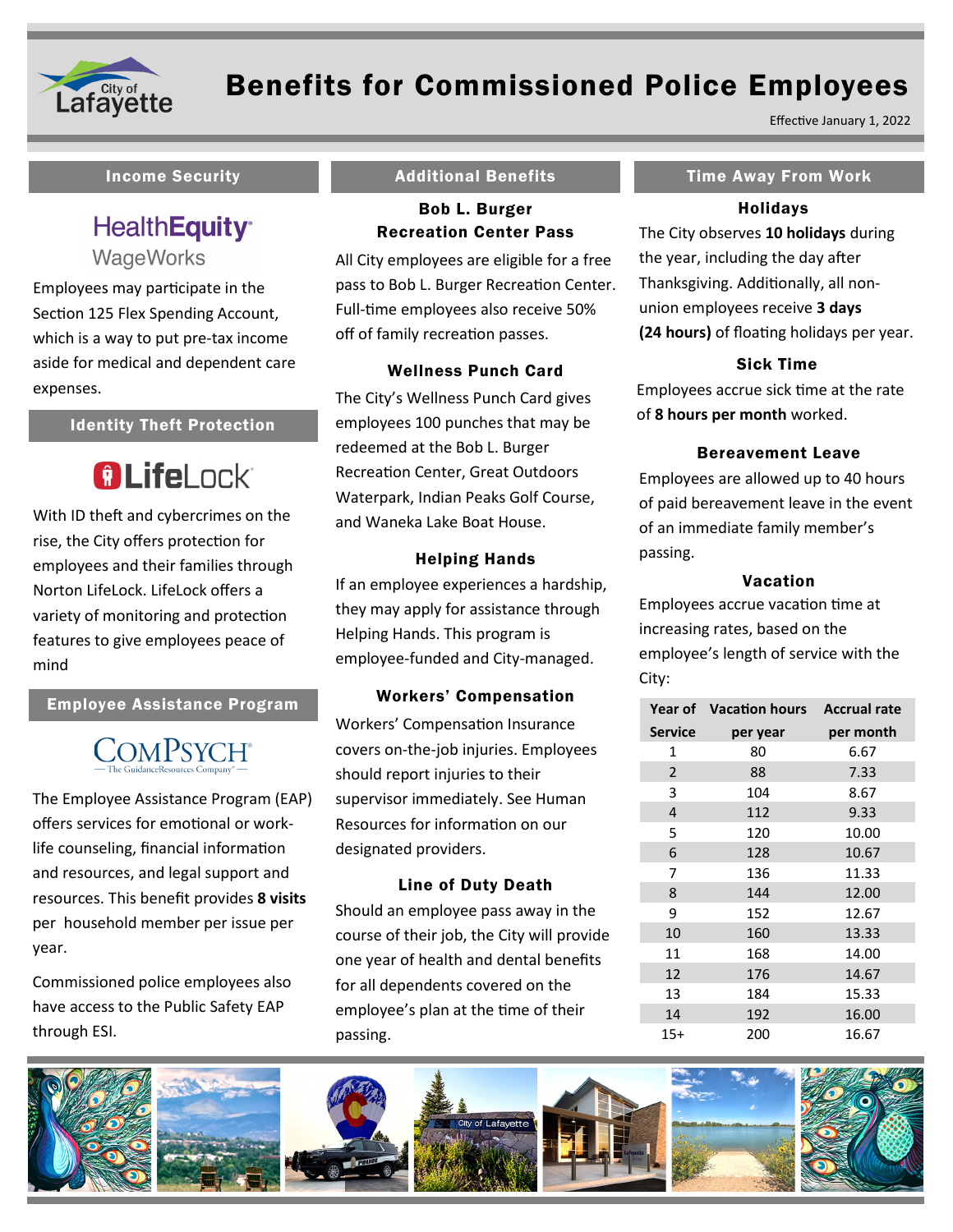# Benefits for Commissioned Police Employees

Effective January 1, 2022

## Income Security

HealthEquity WageWorks

Employees may participate in the Section 125 Flex Spending Account, which is a way to put pre-tax income aside for medical and dependent care expenses.

## Identity Theft Protection

LifeLock

With ID theft and cybercrimes on the rise, the City offers protection for employees and their families through Norton LifeLock. LifeLock offers a variety of monitoring and protection features to give employees peace of mind

## Employee Assistance Program

ComPsych — The GuidanceResources Company —

The Employee Assistance Program (EAP) offers services for emotional or work-life counseling, financial information and resources, and legal support and resources. This benefit provides **8 visits** per household member per issue per year.

Commissioned police employees also have access to the Public Safety EAP through ESI.

## Additional Benefits

### Bob L. Burger Recreation Center Pass

All City employees are eligible for a free pass to Bob L. Burger Recreation Center. Full-time employees also receive 50% off of family recreation passes.

### Wellness Punch Card

The City's Wellness Punch Card gives employees 100 punches that may be redeemed at the Bob L. Burger Recreation Center, Great Outdoors Waterpark, Indian Peaks Golf Course, and Waneka Lake Boat House.

### Helping Hands

If an employee experiences a hardship, they may apply for assistance through Helping Hands. This program is employee-funded and City-managed.

### Workers' Compensation

Workers' Compensation Insurance covers on-the-job injuries. Employees should report injuries to their supervisor immediately. See Human Resources for information on our designated providers.

### Line of Duty Death

Should an employee pass away in the course of their job, the City will provide one year of health and dental benefits for all dependents covered on the employee's plan at the time of their passing.

## Time Away From Work

### Holidays

The City observes **10 holidays** during the year, including the day after Thanksgiving. Additionally, all non-union employees receive **3 days (24 hours)** of floating holidays per year.

### Sick Time

Employees accrue sick time at the rate of **8 hours per month** worked.

### Bereavement Leave

Employees are allowed up to 40 hours of paid bereavement leave in the event of an immediate family member's passing.

### Vacation

Employees accrue vacation time at increasing rates, based on the employee's length of service with the City:

| Year of Service | Vacation hours per year | Accrual rate per month |
|---|---|---|
| 1 | 80 | 6.67 |
| 2 | 88 | 7.33 |
| 3 | 104 | 8.67 |
| 4 | 112 | 9.33 |
| 5 | 120 | 10.00 |
| 6 | 128 | 10.67 |
| 7 | 136 | 11.33 |
| 8 | 144 | 12.00 |
| 9 | 152 | 12.67 |
| 10 | 160 | 13.33 |
| 11 | 168 | 14.00 |
| 12 | 176 | 14.67 |
| 13 | 184 | 15.33 |
| 14 | 192 | 16.00 |
| 15+ | 200 | 16.67 |